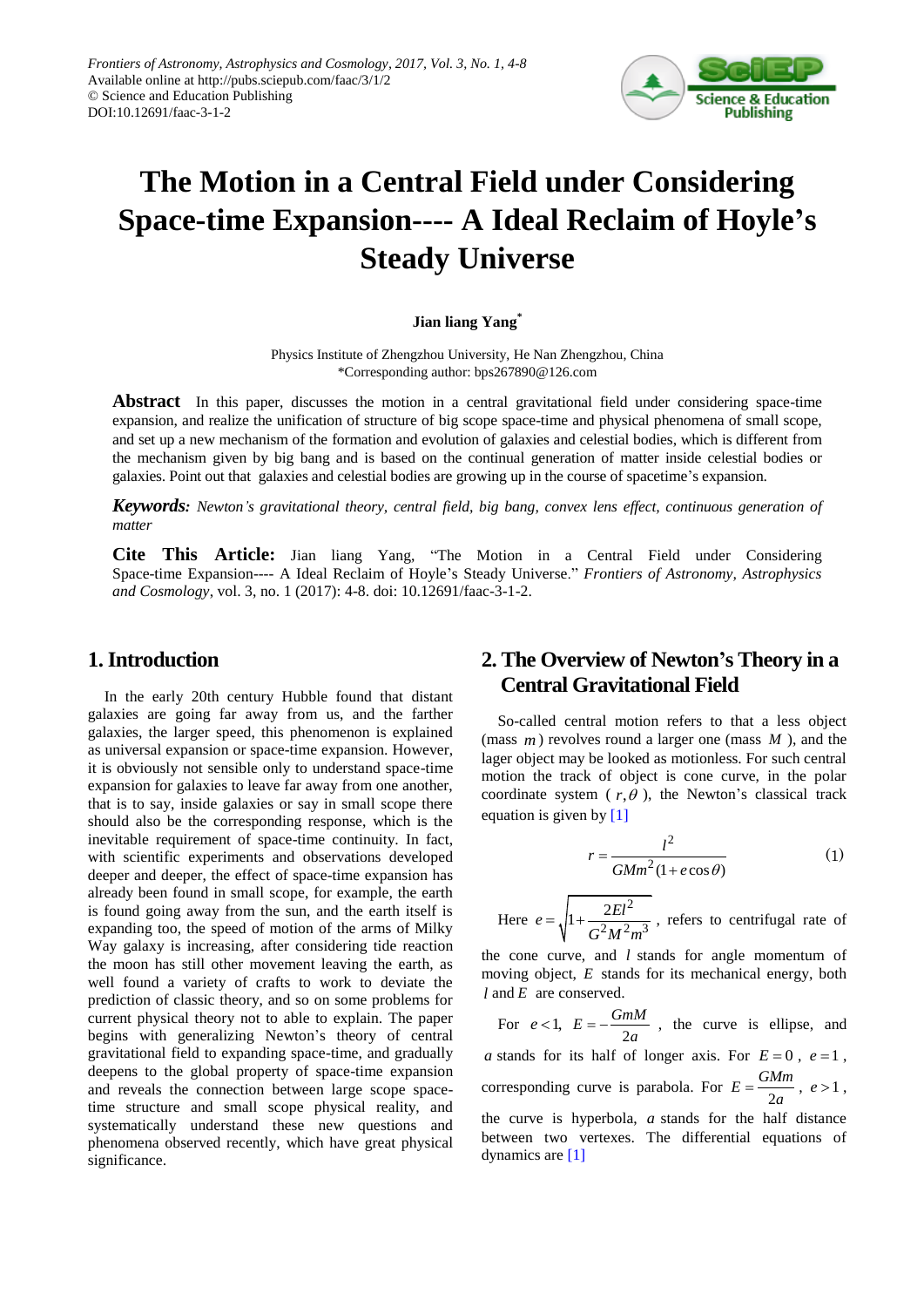# The Motion in a Central Field under Considering Space-time Expansion---- A Ideal Reclaim of Hoyle's Steady Universe

**Jian liang Yang***

Physics Institute of Zhengzhou University, He Nan Zhengzhou, China
*Corresponding author: bps267890@126.com

**Abstract** In this paper, discusses the motion in a central gravitational field under considering space-time expansion, and realize the unification of structure of big scope space-time and physical phenomena of small scope, and set up a new mechanism of the formation and evolution of galaxies and celestial bodies, which is different from the mechanism given by big bang and is based on the continual generation of matter inside celestial bodies or galaxies. Point out that galaxies and celestial bodies are growing up in the course of spacetime's expansion.

***Keywords:*** *Newton's gravitational theory, central field, big bang, convex lens effect, continuous generation of matter*

**Cite This Article:** Jian liang Yang, "The Motion in a Central Field under Considering Space-time Expansion---- A Ideal Reclaim of Hoyle's Steady Universe." *Frontiers of Astronomy, Astrophysics and Cosmology*, vol. 3, no. 1 (2017): 4-8. doi: 10.12691/faac-3-1-2.

## 1. Introduction

In the early 20th century Hubble found that distant galaxies are going far away from us, and the farther galaxies, the larger speed, this phenomenon is explained as universal expansion or space-time expansion. However, it is obviously not sensible only to understand space-time expansion for galaxies to leave far away from one another, that is to say, inside galaxies or say in small scope there should also be the corresponding response, which is the inevitable requirement of space-time continuity. In fact, with scientific experiments and observations developed deeper and deeper, the effect of space-time expansion has already been found in small scope, for example, the earth is found going away from the sun, and the earth itself is expanding too, the speed of motion of the arms of Milky Way galaxy is increasing, after considering tide reaction the moon has still other movement leaving the earth, as well found a variety of crafts to work to deviate the prediction of classic theory, and so on some problems for current physical theory not to able to explain. The paper begins with generalizing Newton's theory of central gravitational field to expanding space-time, and gradually deepens to the global property of space-time expansion and reveals the connection between large scope space-time structure and small scope physical reality, and systematically understand these new questions and phenomena observed recently, which have great physical significance.

## 2. The Overview of Newton's Theory in a Central Gravitational Field

So-called central motion refers to that a less object (mass $m$) revolves round a larger one (mass $M$), and the lager object may be looked as motionless. For such central motion the track of object is cone curve, in the polar coordinate system ($r, \theta$), the Newton's classical track equation is given by [1]

$$r = \frac{l^2}{GMm^2(1 + e\cos\theta)} \tag{1}$$

Here $e = \sqrt{1 + \frac{2El^2}{G^2M^2m^3}}$, refers to centrifugal rate of the cone curve, and $l$ stands for angle momentum of moving object, $E$ stands for its mechanical energy, both $l$ and $E$ are conserved.

For $e < 1$, $E = -\frac{GmM}{2a}$, the curve is ellipse, and $a$ stands for its half of longer axis. For $E = 0$, $e = 1$, corresponding curve is parabola. For $E = \frac{GMm}{2a}$, $e > 1$, the curve is hyperbola, $a$ stands for the half distance between two vertexes. The differential equations of dynamics are [1]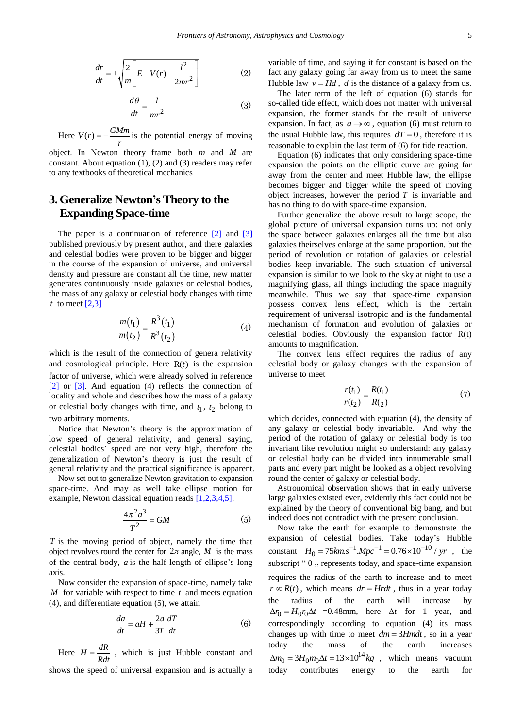$$\frac{dr}{dt} = \pm\sqrt{\frac{2}{m}\left[E - V(r) - \frac{l^2}{2mr^2}\right]} \tag{2}$$

$$\frac{d\theta}{dt} = \frac{l}{mr^2} \tag{3}$$

Here $V(r) = -\frac{GMm}{r}$ is the potential energy of moving object. In Newton theory frame both $m$ and $M$ are constant. About equation (1), (2) and (3) readers may refer to any textbooks of theoretical mechanics

## 3. Generalize Newton's Theory to the Expanding Space-time

The paper is a continuation of reference [2] and [3] published previously by present author, and there galaxies and celestial bodies were proven to be bigger and bigger in the course of the expansion of universe, and universal density and pressure are constant all the time, new matter generates continuously inside galaxies or celestial bodies, the mass of any galaxy or celestial body changes with time $t$ to meet [2,3]

$$\frac{m(t_1)}{m(t_2)} = \frac{R^3(t_1)}{R^3(t_2)} \tag{4}$$

which is the result of the connection of genera relativity and cosmological principle. Here $R(t)$ is the expansion factor of universe, which were already solved in reference [2] or [3]. And equation (4) reflects the connection of locality and whole and describes how the mass of a galaxy or celestial body changes with time, and $t_1$, $t_2$ belong to two arbitrary moments.

Notice that Newton's theory is the approximation of low speed of general relativity, and general saying, celestial bodies' speed are not very high, therefore the generalization of Newton's theory is just the result of general relativity and the practical significance is apparent.

Now set out to generalize Newton gravitation to expansion space-time. And may as well take ellipse motion for example, Newton classical equation reads [1,2,3,4,5].

$$\frac{4\pi^2 a^3}{T^2} = GM \tag{5}$$

$T$ is the moving period of object, namely the time that object revolves round the center for $2\pi$ angle, $M$ is the mass of the central body, $a$ is the half length of ellipse's long axis.

Now consider the expansion of space-time, namely take $M$ for variable with respect to time $t$ and meets equation (4), and differentiate equation (5), we attain

$$\frac{da}{dt} = aH + \frac{2a}{3T}\frac{dT}{dt} \tag{6}$$

Here $H = \frac{dR}{Rdt}$, which is just Hubble constant and shows the speed of universal expansion and is actually a variable of time, and saying it for constant is based on the fact any galaxy going far away from us to meet the same Hubble law $v = Hd$, $d$ is the distance of a galaxy from us.

The later term of the left of equation (6) stands for so-called tide effect, which does not matter with universal expansion, the former stands for the result of universe expansion. In fact, as $a \to \infty$, equation (6) must return to the usual Hubble law, this requires $dT = 0$, therefore it is reasonable to explain the last term of (6) for tide reaction.

Equation (6) indicates that only considering space-time expansion the points on the elliptic curve are going far away from the center and meet Hubble law, the ellipse becomes bigger and bigger while the speed of moving object increases, however the period $T$ is invariable and has no thing to do with space-time expansion.

Further generalize the above result to large scope, the global picture of universal expansion turns up: not only the space between galaxies enlarges all the time but also galaxies theirselves enlarge at the same proportion, but the period of revolution or rotation of galaxies or celestial bodies keep invariable. The such situation of universal expansion is similar to we look to the sky at night to use a magnifying glass, all things including the space magnify meanwhile. Thus we say that space-time expansion possess convex lens effect, which is the certain requirement of universal isotropic and is the fundamental mechanism of formation and evolution of galaxies or celestial bodies. Obviously the expansion factor R(t) amounts to magnification.

The convex lens effect requires the radius of any celestial body or galaxy changes with the expansion of universe to meet

$$\frac{r(t_1)}{r(t_2)} = \frac{R(t_1)}{R(2)} \tag{7}$$

which decides, connected with equation (4), the density of any galaxy or celestial body invariable. And why the period of the rotation of galaxy or celestial body is too invariant like revolution might so understand: any galaxy or celestial body can be divided into innumerable small parts and every part might be looked as a object revolving round the center of galaxy or celestial body.

Astronomical observation shows that in early universe large galaxies existed ever, evidently this fact could not be explained by the theory of conventional big bang, and but indeed does not contradict with the present conclusion.

Now take the earth for example to demonstrate the expansion of celestial bodies. Take today's Hubble constant $H_0 = 75km.s^{-1}.Mpc^{-1} = 0.76\times10^{-10}/yr$, the subscript " 0 „ represents today, and space-time expansion requires the radius of the earth to increase and to meet $r \propto R(t)$, which means $dr = Hrdt$, thus in a year today the radius of the earth will increase by $\Delta r_0 = H_0 r_0 \Delta t$ =0.48mm, here $\Delta t$ for 1 year, and correspondingly according to equation (4) its mass changes up with time to meet $dm = 3Hmdt$, so in a year today the mass of the earth increases $\Delta m_0 = 3H_0 m_0 \Delta t = 13\times10^{14} kg$, which means vacuum today contributes energy to the earth for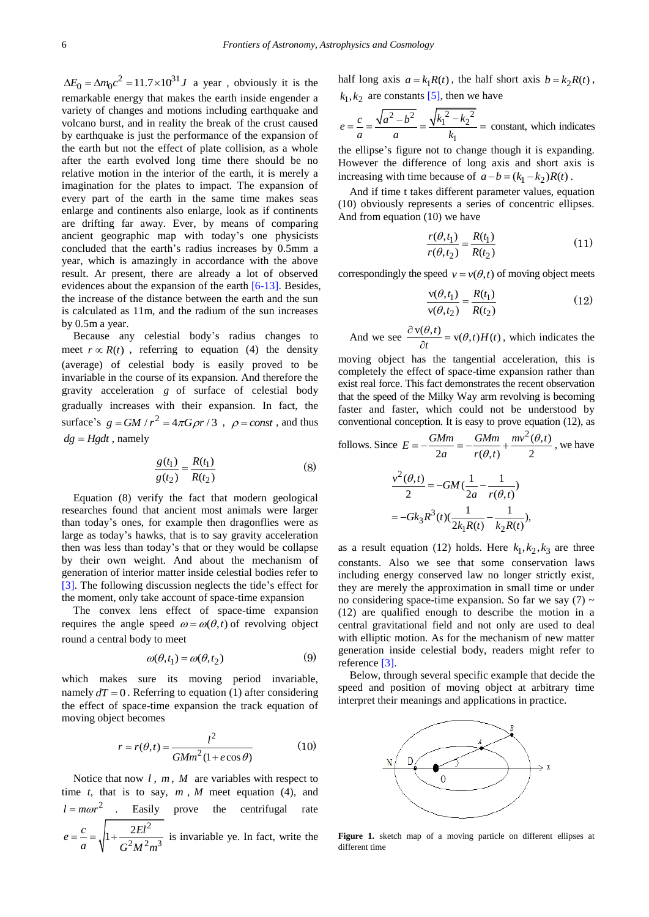$\Delta E_0 = \Delta m_0 c^2 = 11.7\times10^{31} J$ a year, obviously it is the remarkable energy that makes the earth inside engender a variety of changes and motions including earthquake and volcano burst, and in reality the break of the crust caused by earthquake is just the performance of the expansion of the earth but not the effect of plate collision, as a whole after the earth evolved long time there should be no relative motion in the interior of the earth, it is merely a imagination for the plates to impact. The expansion of every part of the earth in the same time makes seas enlarge and continents also enlarge, look as if continents are drifting far away. Ever, by means of comparing ancient geographic map with today's one physicists concluded that the earth's radius increases by 0.5mm a year, which is amazingly in accordance with the above result. Ar present, there are already a lot of observed evidences about the expansion of the earth [6-13]. Besides, the increase of the distance between the earth and the sun is calculated as 11m, and the radium of the sun increases by 0.5m a year.

Because any celestial body's radius changes to meet $r \propto R(t)$, referring to equation (4) the density (average) of celestial body is easily proved to be invariable in the course of its expansion. And therefore the gravity acceleration $g$ of surface of celestial body gradually increases with their expansion. In fact, the surface's $g = GM/r^2 = 4\pi G\rho r/3$, $\rho = const$, and thus $dg = Hgdt$, namely

$$\frac{g(t_1)}{g(t_2)} = \frac{R(t_1)}{R(t_2)} \tag{8}$$

Equation (8) verify the fact that modern geological researches found that ancient most animals were larger than today's ones, for example then dragonflies were as large as today's hawks, that is to say gravity acceleration then was less than today's that or they would be collapse by their own weight. And about the mechanism of generation of interior matter inside celestial bodies refer to [3]. The following discussion neglects the tide's effect for the moment, only take account of space-time expansion

The convex lens effect of space-time expansion requires the angle speed $\omega = \omega(\theta,t)$ of revolving object round a central body to meet

$$\omega(\theta,t_1) = \omega(\theta,t_2) \tag{9}$$

which makes sure its moving period invariable, namely $dT = 0$. Referring to equation (1) after considering the effect of space-time expansion the track equation of moving object becomes

$$r = r(\theta,t) = \frac{l^2}{GMm^2(1+e\cos\theta)} \tag{10}$$

Notice that now $l$, $m$, $M$ are variables with respect to time $t$, that is to say, $m$, $M$ meet equation (4), and $l = m\omega r^2$. Easily prove the centrifugal rate $e = \dfrac{c}{a} = \sqrt{1+\dfrac{2El^2}{G^2M^2m^3}}$ is invariable ye. In fact, write the half long axis $a = k_1 R(t)$, the half short axis $b = k_2 R(t)$, $k_1, k_2$ are constants [5], then we have

$e = \dfrac{c}{a} = \dfrac{\sqrt{a^2-b^2}}{a} = \dfrac{\sqrt{k_1^2-k_2^2}}{k_1} =$ constant, which indicates the ellipse's figure not to change though it is expanding. However the difference of long axis and short axis is increasing with time because of $a-b=(k_1-k_2)R(t)$.

And if time t takes different parameter values, equation (10) obviously represents a series of concentric ellipses. And from equation (10) we have

$$\frac{r(\theta,t_1)}{r(\theta,t_2)} = \frac{R(t_1)}{R(t_2)} \tag{11}$$

correspondingly the speed $v = v(\theta,t)$ of moving object meets

$$\frac{v(\theta,t_1)}{v(\theta,t_2)} = \frac{R(t_1)}{R(t_2)} \tag{12}$$

And we see $\dfrac{\partial v(\theta,t)}{\partial t} = v(\theta,t)H(t)$, which indicates the moving object has the tangential acceleration, this is completely the effect of space-time expansion rather than exist real force. This fact demonstrates the recent observation that the speed of the Milky Way arm revolving is becoming faster and faster, which could not be understood by conventional conception. It is easy to prove equation (12), as follows. Since $E = -\dfrac{GMm}{2a} = -\dfrac{GMm}{r(\theta,t)} + \dfrac{mv^2(\theta,t)}{2}$, we have

$$\begin{aligned}\frac{v^2(\theta,t)}{2} &= -GM\left(\frac{1}{2a} - \frac{1}{r(\theta,t)}\right) \\ &= -Gk_3R^3(t)\left(\frac{1}{2k_1R(t)} - \frac{1}{k_2R(t)}\right),\end{aligned}$$

as a result equation (12) holds. Here $k_1, k_2, k_3$ are three constants. Also we see that some conservation laws including energy conserved law no longer strictly exist, they are merely the approximation in small time or under no considering space-time expansion. So far we say (7) ~ (12) are qualified enough to describe the motion in a central gravitational field and not only are used to deal with elliptic motion. As for the mechanism of new matter generation inside celestial body, readers might refer to reference [3].

Below, through several specific example that decide the speed and position of moving object at arbitrary time interpret their meanings and applications in practice.

**Figure 1.** sketch map of a moving particle on different ellipses at different time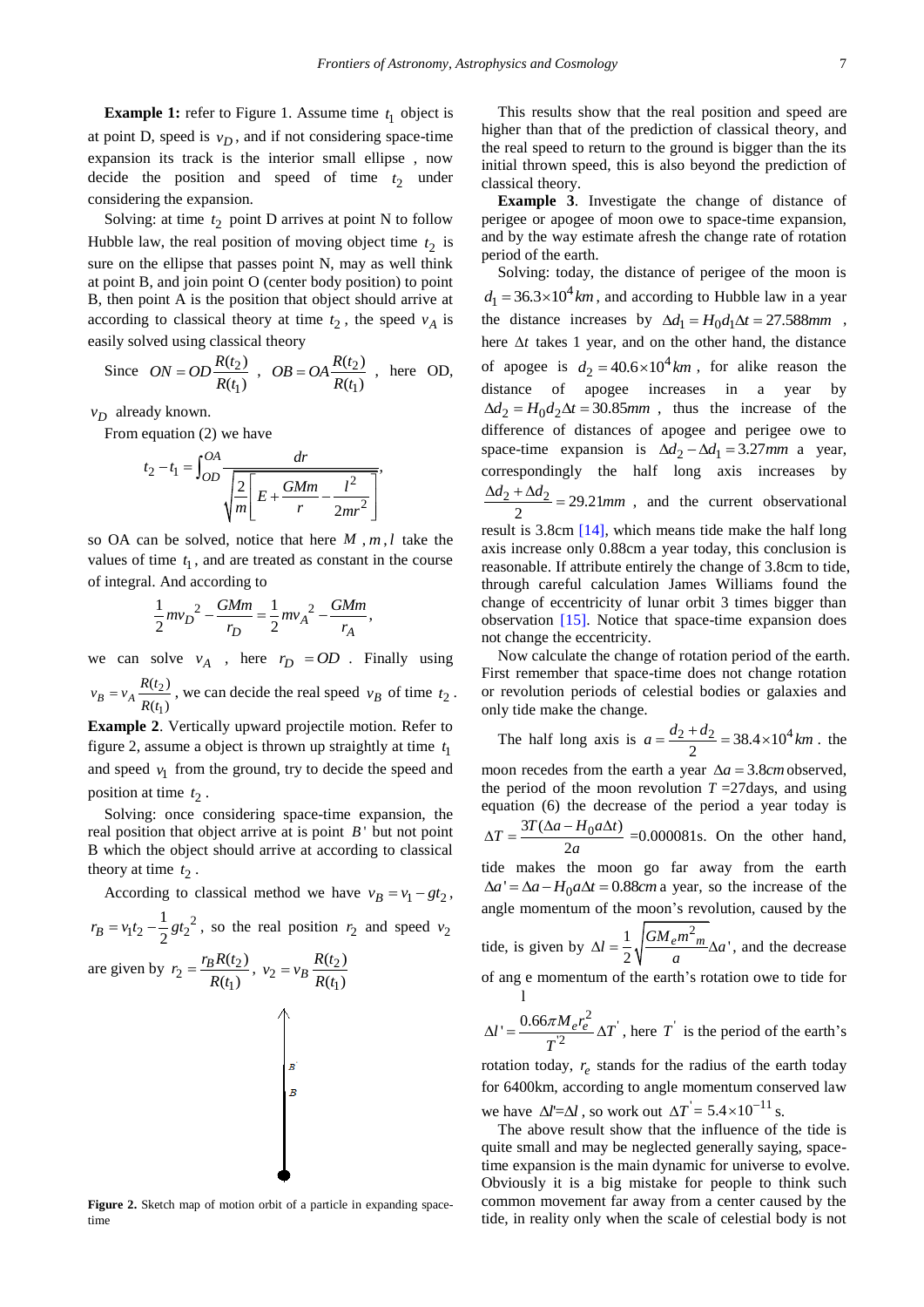**Example 1:** refer to Figure 1. Assume time $t_1$ object is at point D, speed is $v_D$, and if not considering space-time expansion its track is the interior small ellipse , now decide the position and speed of time $t_2$ under considering the expansion.

Solving: at time $t_2$ point D arrives at point N to follow Hubble law, the real position of moving object time $t_2$ is sure on the ellipse that passes point N, may as well think at point B, and join point O (center body position) to point B, then point A is the position that object should arrive at according to classical theory at time $t_2$, the speed $v_A$ is easily solved using classical theory

Since $ON = OD\dfrac{R(t_2)}{R(t_1)}$ , $OB = OA\dfrac{R(t_2)}{R(t_1)}$ , here OD, $v_D$ already known.

From equation (2) we have

$$t_2 - t_1 = \int_{OD}^{OA} \frac{dr}{\sqrt{\dfrac{2}{m}\left[E + \dfrac{GMm}{r} - \dfrac{l^2}{2mr^2}\right]}},$$

so OA can be solved, notice that here $M$, $m$, $l$ take the values of time $t_1$, and are treated as constant in the course of integral. And according to

$$\frac{1}{2}m{v_D}^2 - \frac{GMm}{r_D} = \frac{1}{2}m{v_A}^2 - \frac{GMm}{r_A},$$

we can solve $v_A$ , here $r_D = OD$ . Finally using $v_B = v_A\dfrac{R(t_2)}{R(t_1)}$, we can decide the real speed $v_B$ of time $t_2$.

**Example 2**. Vertically upward projectile motion. Refer to figure 2, assume a object is thrown up straightly at time $t_1$ and speed $v_1$ from the ground, try to decide the speed and position at time $t_2$.

Solving: once considering space-time expansion, the real position that object arrive at is point $B'$ but not point B which the object should arrive at according to classical theory at time $t_2$.

According to classical method we have $v_B = v_1 - gt_2$, $r_B = v_1 t_2 - \dfrac{1}{2}g{t_2}^2$, so the real position $r_2$ and speed $v_2$ are given by $r_2 = \dfrac{r_B R(t_2)}{R(t_1)}$, $v_2 = v_B\dfrac{R(t_2)}{R(t_1)}$

**Figure 2.** Sketch map of motion orbit of a particle in expanding space-time

This results show that the real position and speed are higher than that of the prediction of classical theory, and the real speed to return to the ground is bigger than the its initial thrown speed, this is also beyond the prediction of classical theory.

**Example 3**. Investigate the change of distance of perigee or apogee of moon owe to space-time expansion, and by the way estimate afresh the change rate of rotation period of the earth.

Solving: today, the distance of perigee of the moon is $d_1 = 36.3\times10^4 km$, and according to Hubble law in a year the distance increases by $\Delta d_1 = H_0 d_1 \Delta t = 27.588mm$ , here $\Delta t$ takes 1 year, and on the other hand, the distance of apogee is $d_2 = 40.6\times10^4 km$, for alike reason the distance of apogee increases in a year by $\Delta d_2 = H_0 d_2 \Delta t = 30.85mm$ , thus the increase of the difference of distances of apogee and perigee owe to space-time expansion is $\Delta d_2 - \Delta d_1 = 3.27mm$ a year, correspondingly the half long axis increases by $\dfrac{\Delta d_2 + \Delta d_2}{2} = 29.21mm$ , and the current observational result is 3.8cm [14], which means tide make the half long axis increase only 0.88cm a year today, this conclusion is reasonable. If attribute entirely the change of 3.8cm to tide, through careful calculation James Williams found the change of eccentricity of lunar orbit 3 times bigger than observation [15]. Notice that space-time expansion does not change the eccentricity.

Now calculate the change of rotation period of the earth. First remember that space-time does not change rotation or revolution periods of celestial bodies or galaxies and only tide make the change.

The half long axis is $a = \dfrac{d_2 + d_2}{2} = 38.4\times10^4 km$. the moon recedes from the earth a year $\Delta a = 3.8cm$ observed, the period of the moon revolution $T$ =27days, and using equation (6) the decrease of the period a year today is $\Delta T = \dfrac{3T(\Delta a - H_0 a\Delta t)}{2a}$ =0.000081s. On the other hand, tide makes the moon go far away from the earth $\Delta a' = \Delta a - H_0 a\Delta t = 0.88cm$ a year, so the increase of the angle momentum of the moon's revolution, caused by the tide, is given by $\Delta l = \dfrac{1}{2}\sqrt{\dfrac{GM_e m^2_m}{a}}\Delta a'$, and the decrease of ang e momentum of the earth's rotation owe to tide for l

$\Delta l' = \dfrac{0.66\pi M_e r_e^2}{T'^2}\Delta T'$, here $T'$ is the period of the earth's rotation today, $r_e$ stands for the radius of the earth today for 6400km, according to angle momentum conserved law we have $\Delta l' = \Delta l$, so work out $\Delta T' = 5.4\times10^{-11}$ s.

The above result show that the influence of the tide is quite small and may be neglected generally saying, space-time expansion is the main dynamic for universe to evolve. Obviously it is a big mistake for people to think such common movement far away from a center caused by the tide, in reality only when the scale of celestial body is not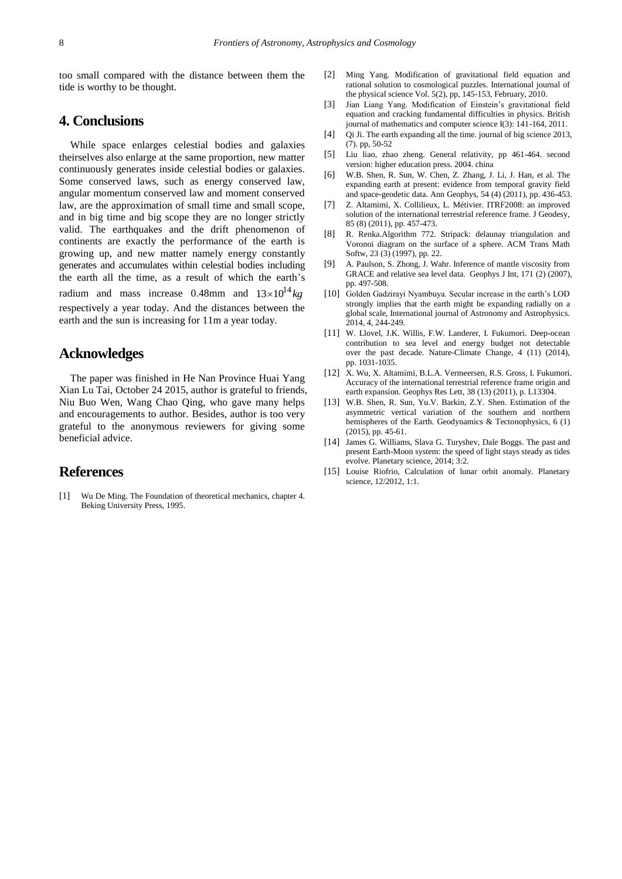too small compared with the distance between them the tide is worthy to be thought.

## 4. Conclusions

While space enlarges celestial bodies and galaxies theirselves also enlarge at the same proportion, new matter continuously generates inside celestial bodies or galaxies. Some conserved laws, such as energy conserved law, angular momentum conserved law and moment conserved law, are the approximation of small time and small scope, and in big time and big scope they are no longer strictly valid. The earthquakes and the drift phenomenon of continents are exactly the performance of the earth is growing up, and new matter namely energy constantly generates and accumulates within celestial bodies including the earth all the time, as a result of which the earth's radium and mass increase 0.48mm and $13\times10^{14}kg$ respectively a year today. And the distances between the earth and the sun is increasing for 11m a year today.

## Acknowledges

The paper was finished in He Nan Province Huai Yang Xian Lu Tai, October 24 2015, author is grateful to friends, Niu Buo Wen, Wang Chao Qing, who gave many helps and encouragements to author. Besides, author is too very grateful to the anonymous reviewers for giving some beneficial advice.

## References

[1] Wu De Ming. The Foundation of theoretical mechanics, chapter 4. Beking University Press, 1995.

[2] Ming Yang. Modification of gravitational field equation and rational solution to cosmological puzzles. International journal of the physical science Vol. 5(2), pp, 145-153, February, 2010.

[3] Jian Liang Yang. Modification of Einstein's gravitational field equation and cracking fundamental difficulties in physics. British journal of mathematics and computer science I(3): 141-164, 2011.

[4] Qi Ji. The earth expanding all the time. journal of big science 2013, (7). pp, 50-52

[5] Liu liao, zhao zheng. General relativity, pp 461-464. second version: higher education press. 2004. china

[6] W.B. Shen, R. Sun, W. Chen, Z. Zhang, J. Li, J. Han, et al. The expanding earth at present: evidence from temporal gravity field and space-geodetic data. Ann Geophys, 54 (4) (2011), pp. 436-453.

[7] Z. Altamimi, X. Collilieux, L. Métivier. ITRF2008: an improved solution of the international terrestrial reference frame. J Geodesy, 85 (8) (2011), pp. 457-473.

[8] R. Renka.Algorithm 772. Stripack: delaunay triangulation and Voronoi diagram on the surface of a sphere. ACM Trans Math Softw, 23 (3) (1997), pp. 22.

[9] A. Paulson, S. Zhong, J. Wahr. Inference of mantle viscosity from GRACE and relative sea level data. Geophys J Int, 171 (2) (2007), pp. 497-508.

[10] Golden Gadzirayi Nyambuya. Secular increase in the earth's LOD strongly implies that the earth might be expanding radially on a global scale, International journal of Astronomy and Astrophysics. 2014, 4, 244-249.

[11] W. Llovel, J.K. Willis, F.W. Landerer, I. Fukumori. Deep-ocean contribution to sea level and energy budget not detectable over the past decade. Nature-Climate Change, 4 (11) (2014), pp. 1031-1035.

[12] X. Wu, X. Altamimi, B.L.A. Vermeersen, R.S. Gross, I. Fukumori. Accuracy of the international terrestrial reference frame origin and earth expansion. Geophys Res Lett, 38 (13) (2011), p. L13304.

[13] W.B. Shen, R. Sun, Yu.V. Barkin, Z.Y. Shen. Estimation of the asymmetric vertical variation of the southern and northern hemispheres of the Earth. Geodynamics & Tectonophysics, 6 (1) (2015), pp. 45-61.

[14] James G. Williams, Slava G. Turyshev, Dale Boggs. The past and present Earth-Moon system: the speed of light stays steady as tides evolve. Planetary science, 2014; 3:2.

[15] Louise Riofrio, Calculation of lunar orbit anomaly. Planetary science, 12/2012, 1:1.